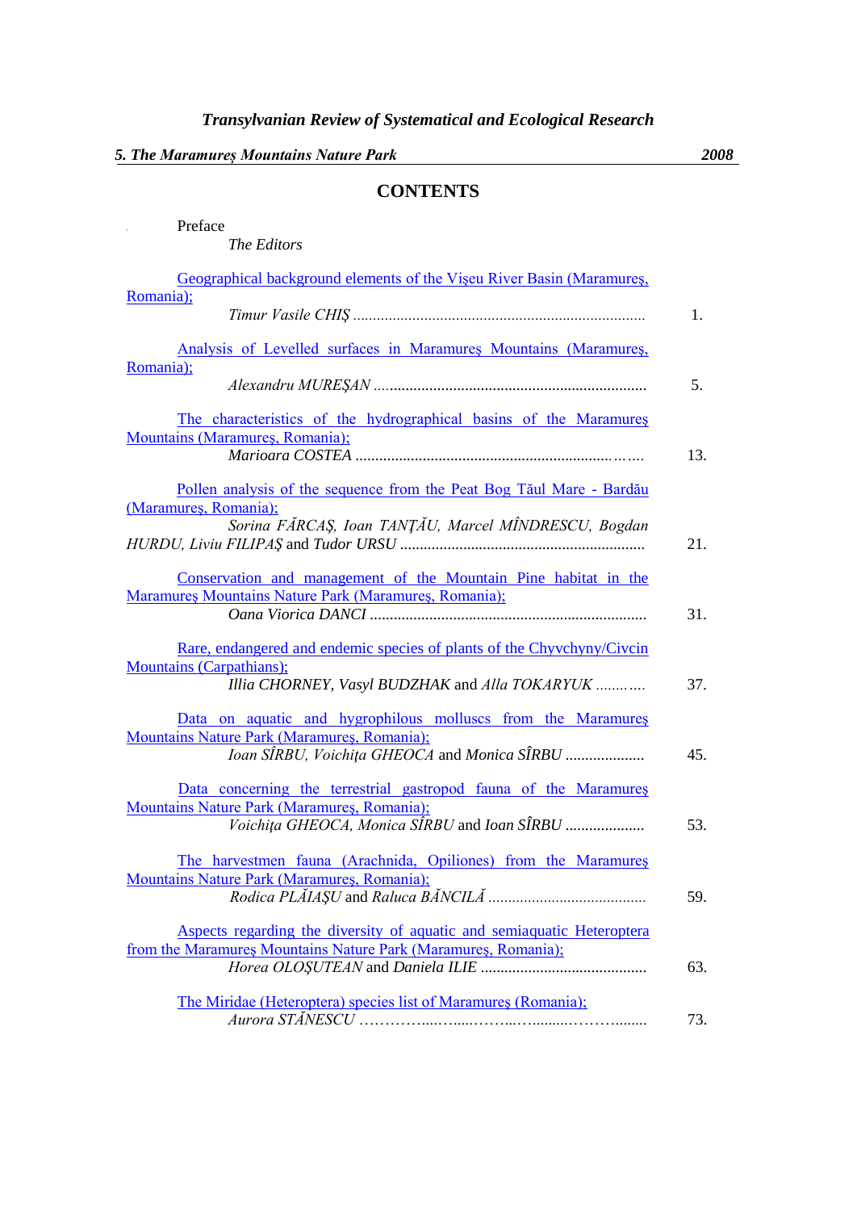# Transylvanian Review of Systematical and Ecological Research

***5. The Maramureș Mountains Nature Park*** — ***2008***

## CONTENTS

Preface
*The Editors*

Geographical background elements of the Vişeu River Basin (Maramureş, Romania);
*Timur Vasile CHIŞ* ........................................................................ 1.

Analysis of Levelled surfaces in Maramureş Mountains (Maramureş, Romania);
*Alexandru MUREŞAN* ................................................................... 5.

The characteristics of the hydrographical basins of the Maramureş Mountains (Maramureş, Romania);
*Marioara COSTEA* .................................................................... 13.

Pollen analysis of the sequence from the Peat Bog Tăul Mare - Bardău (Maramureş, Romania);
*Sorina FĂRCAŞ, Ioan TANŢĂU, Marcel MÎNDRESCU, Bogdan HURDU, Liviu FILIPAŞ* and *Tudor URSU* ............................................................ 21.

Conservation and management of the Mountain Pine habitat in the Maramureş Mountains Nature Park (Maramureş, Romania);
*Oana Viorica DANCI* ..................................................................... 31.

Rare, endangered and endemic species of plants of the Chyvchyny/Civcin Mountains (Carpathians);
*Illia CHORNEY, Vasyl BUDZHAK* and *Alla TOKARYUK* ............ 37.

Data on aquatic and hygrophilous molluscs from the Maramureş Mountains Nature Park (Maramureş, Romania);
*Ioan SÎRBU, Voichiţa GHEOCA* and *Monica SÎRBU* .................... 45.

Data concerning the terrestrial gastropod fauna of the Maramureş Mountains Nature Park (Maramureş, Romania);
*Voichiţa GHEOCA, Monica SÎRBU* and *Ioan SÎRBU* .................... 53.

The harvestmen fauna (Arachnida, Opiliones) from the Maramureş Mountains Nature Park (Maramureş, Romania);
*Rodica PLĂIAŞU* and *Raluca BĂNCILĂ* ....................................... 59.

Aspects regarding the diversity of aquatic and semiaquatic Heteroptera from the Maramureş Mountains Nature Park (Maramureş, Romania);
*Horea OLOŞUTEAN* and *Daniela ILIE* .......................................... 63.

The Miridae (Heteroptera) species list of Maramureş (Romania);
*Aurora STĂNESCU* ........................................................ 73.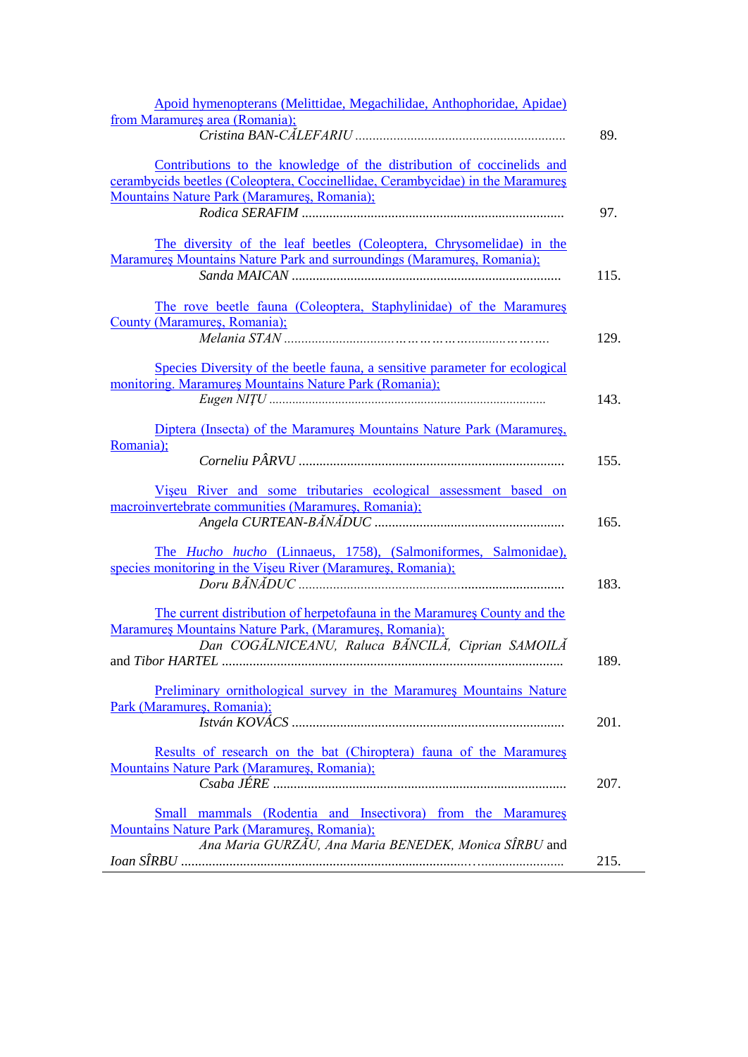Apoid hymenopterans (Melittidae, Megachilidae, Anthophoridae, Apidae) from Maramureş area (Romania);
*Cristina BAN-CĂLEFARIU* ........................................................... 89.

Contributions to the knowledge of the distribution of coccinelids and cerambycids beetles (Coleoptera, Coccinellidae, Cerambycidae) in the Maramureş Mountains Nature Park (Maramureş, Romania);
*Rodica SERAFIM* ........................................................................... 97.

The diversity of the leaf beetles (Coleoptera, Chrysomelidae) in the Maramureş Mountains Nature Park and surroundings (Maramureş, Romania);
*Sanda MAICAN* ............................................................................ 115.

The rove beetle fauna (Coleoptera, Staphylinidae) of the Maramureş County (Maramureş, Romania);
*Melania STAN* ................................................................................ 129.

Species Diversity of the beetle fauna, a sensitive parameter for ecological monitoring. Maramureş Mountains Nature Park (Romania);
*Eugen NIŢU* .................................................................................. 143.

Diptera (Insecta) of the Maramureş Mountains Nature Park (Maramureş, Romania);
*Corneliu PÂRVU* ............................................................................ 155.

Vişeu River and some tributaries ecological assessment based on macroinvertebrate communities (Maramureş, Romania);
*Angela CURTEAN-BĂNĂDUC* ...................................................... 165.

The *Hucho hucho* (Linnaeus, 1758), (Salmoniformes, Salmonidae), species monitoring in the Vişeu River (Maramureş, Romania);
*Doru BĂNĂDUC* ............................................................................ 183.

The current distribution of herpetofauna in the Maramureş County and the Maramureş Mountains Nature Park, (Maramureş, Romania);
*Dan COGĂLNICEANU, Raluca BĂNCILĂ, Ciprian SAMOILĂ* and *Tibor HARTEL* ................................................................................. 189.

Preliminary ornithological survey in the Maramureş Mountains Nature Park (Maramureş, Romania);
*István KOVÁCS* ............................................................................. 201.

Results of research on the bat (Chiroptera) fauna of the Maramureş Mountains Nature Park (Maramureş, Romania);
*Csaba JÉRE* .................................................................................... 207.

Small mammals (Rodentia and Insectivora) from the Maramureş Mountains Nature Park (Maramureş, Romania);
*Ana Maria GURZĂU, Ana Maria BENEDEK, Monica SÎRBU* and *Ioan SÎRBU* .............................................................................................. 215.